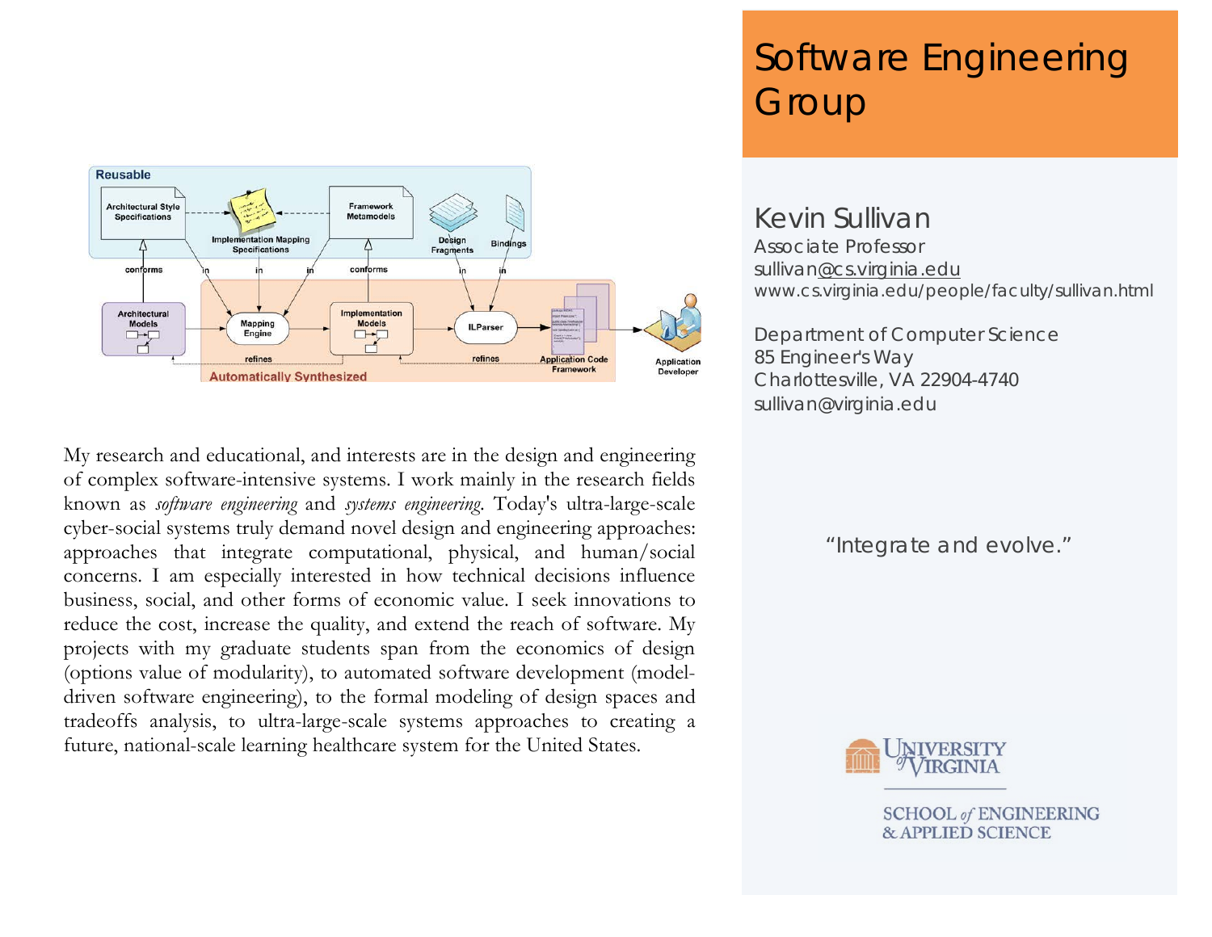# Software Engineering Group

## Kevin Sullivan

Associate Professor
sullivan@cs.virginia.edu
www.cs.virginia.edu/people/faculty/sullivan.html

Department of Computer Science
85 Engineer's Way
Charlottesville, VA 22904-4740
sullivan@virginia.edu

"Integrate and evolve."

My research and educational, and interests are in the design and engineering of complex software-intensive systems. I work mainly in the research fields known as *software engineering* and *systems engineering*. Today's ultra-large-scale cyber-social systems truly demand novel design and engineering approaches: approaches that integrate computational, physical, and human/social concerns. I am especially interested in how technical decisions influence business, social, and other forms of economic value. I seek innovations to reduce the cost, increase the quality, and extend the reach of software. My projects with my graduate students span from the economics of design (options value of modularity), to automated software development (model-driven software engineering), to the formal modeling of design spaces and tradeoffs analysis, to ultra-large-scale systems approaches to creating a future, national-scale learning healthcare system for the United States.

University of Virginia
School of Engineering & Applied Science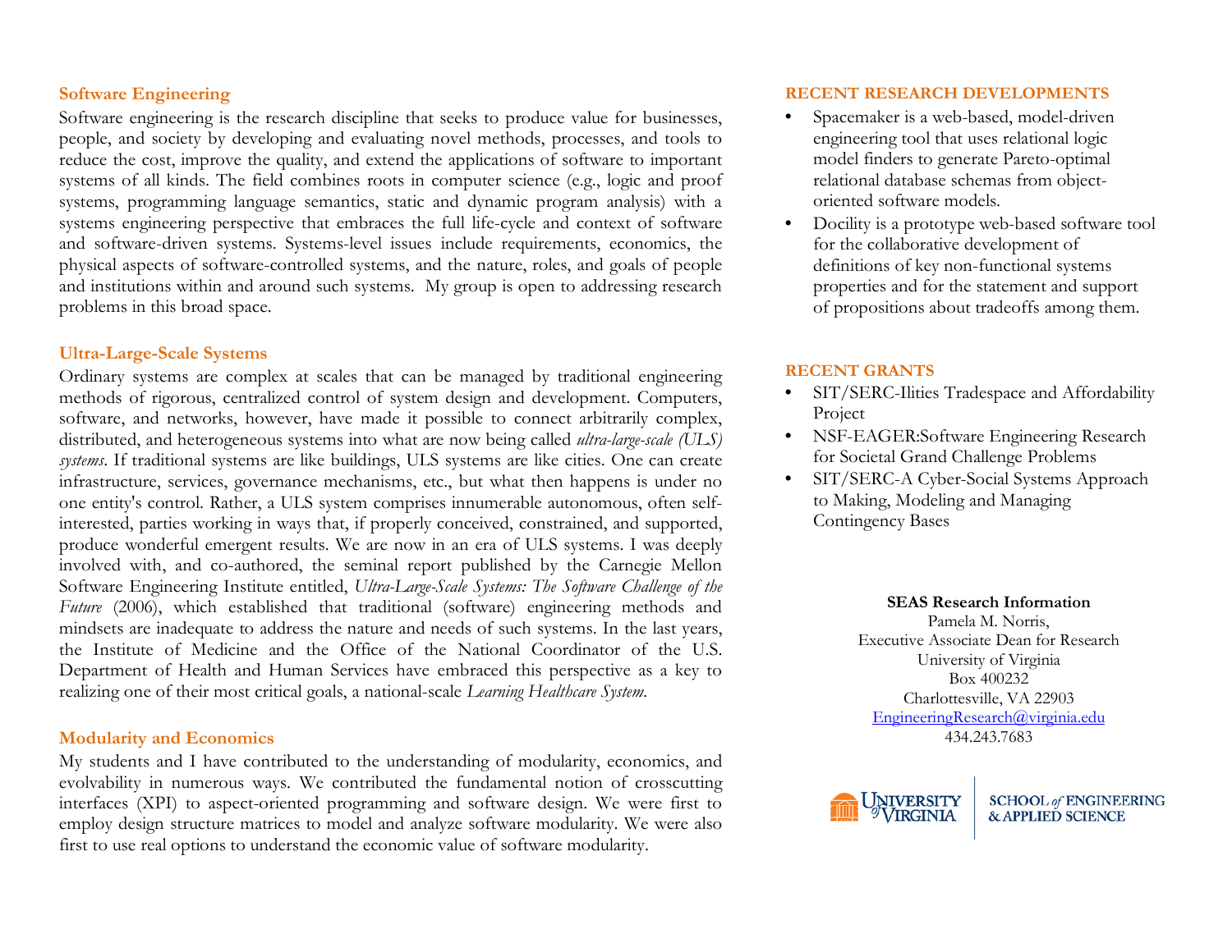## Software Engineering

Software engineering is the research discipline that seeks to produce value for businesses, people, and society by developing and evaluating novel methods, processes, and tools to reduce the cost, improve the quality, and extend the applications of software to important systems of all kinds. The field combines roots in computer science (e.g., logic and proof systems, programming language semantics, static and dynamic program analysis) with a systems engineering perspective that embraces the full life-cycle and context of software and software-driven systems. Systems-level issues include requirements, economics, the physical aspects of software-controlled systems, and the nature, roles, and goals of people and institutions within and around such systems. My group is open to addressing research problems in this broad space.

## Ultra-Large-Scale Systems

Ordinary systems are complex at scales that can be managed by traditional engineering methods of rigorous, centralized control of system design and development. Computers, software, and networks, however, have made it possible to connect arbitrarily complex, distributed, and heterogeneous systems into what are now being called *ultra-large-scale (ULS) systems*. If traditional systems are like buildings, ULS systems are like cities. One can create infrastructure, services, governance mechanisms, etc., but what then happens is under no one entity's control. Rather, a ULS system comprises innumerable autonomous, often self-interested, parties working in ways that, if properly conceived, constrained, and supported, produce wonderful emergent results. We are now in an era of ULS systems. I was deeply involved with, and co-authored, the seminal report published by the Carnegie Mellon Software Engineering Institute entitled, *Ultra-Large-Scale Systems: The Software Challenge of the Future* (2006), which established that traditional (software) engineering methods and mindsets are inadequate to address the nature and needs of such systems. In the last years, the Institute of Medicine and the Office of the National Coordinator of the U.S. Department of Health and Human Services have embraced this perspective as a key to realizing one of their most critical goals, a national-scale *Learning Healthcare System*.

## Modularity and Economics

My students and I have contributed to the understanding of modularity, economics, and evolvability in numerous ways. We contributed the fundamental notion of crosscutting interfaces (XPI) to aspect-oriented programming and software design. We were first to employ design structure matrices to model and analyze software modularity. We were also first to use real options to understand the economic value of software modularity.

## RECENT RESEARCH DEVELOPMENTS

- Spacemaker is a web-based, model-driven engineering tool that uses relational logic model finders to generate Pareto-optimal relational database schemas from object-oriented software models.
- Docility is a prototype web-based software tool for the collaborative development of definitions of key non-functional systems properties and for the statement and support of propositions about tradeoffs among them.

## RECENT GRANTS

- SIT/SERC-Ilities Tradespace and Affordability Project
- NSF-EAGER:Software Engineering Research for Societal Grand Challenge Problems
- SIT/SERC-A Cyber-Social Systems Approach to Making, Modeling and Managing Contingency Bases

**SEAS Research Information**
Pamela M. Norris,
Executive Associate Dean for Research
University of Virginia
Box 400232
Charlottesville, VA 22903
EngineeringResearch@virginia.edu
434.243.7683

University of Virginia | School of Engineering & Applied Science